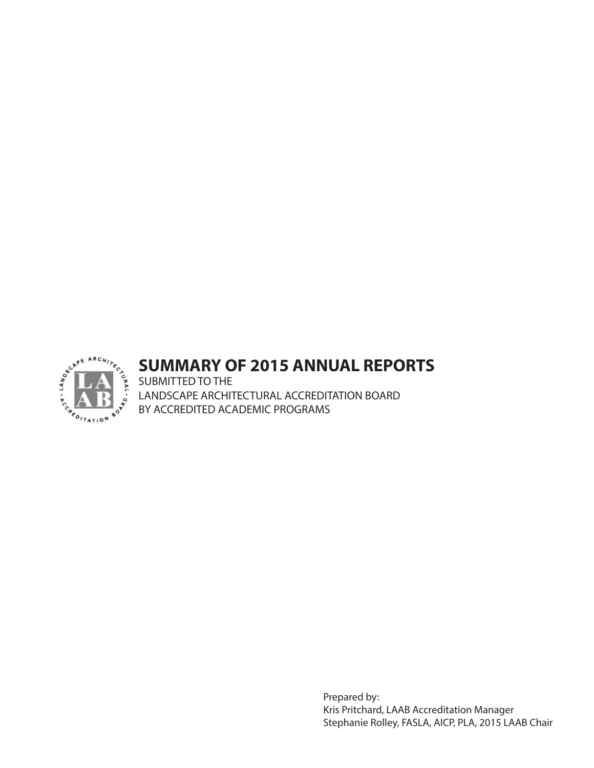# SUMMARY OF 2015 ANNUAL REPORTS

SUBMITTED TO THE
LANDSCAPE ARCHITECTURAL ACCREDITATION BOARD
BY ACCREDITED ACADEMIC PROGRAMS

Prepared by:
Kris Pritchard, LAAB Accreditation Manager
Stephanie Rolley, FASLA, AICP, PLA, 2015 LAAB Chair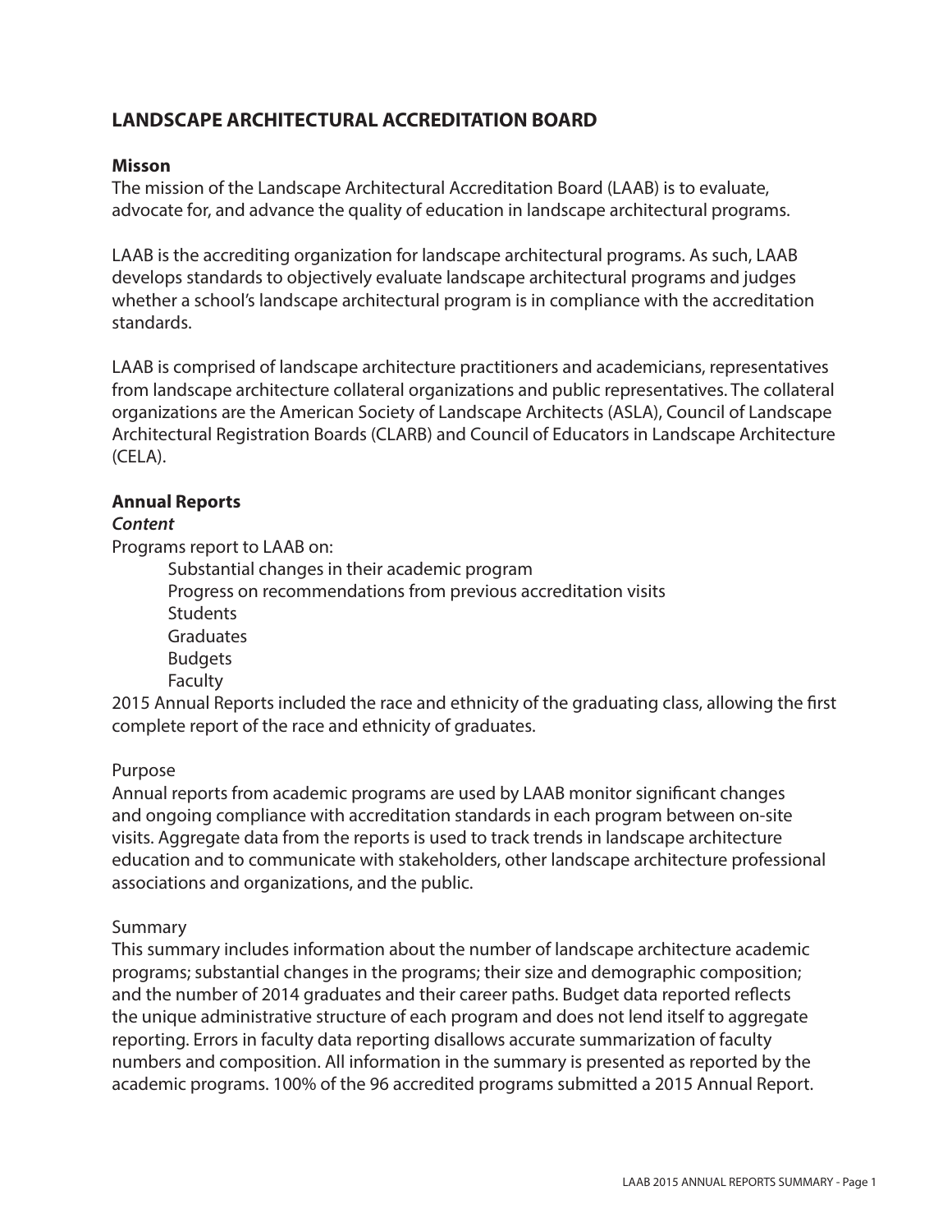# LANDSCAPE ARCHITECTURAL ACCREDITATION BOARD

**Misson**

The mission of the Landscape Architectural Accreditation Board (LAAB) is to evaluate, advocate for, and advance the quality of education in landscape architectural programs.

LAAB is the accrediting organization for landscape architectural programs. As such, LAAB develops standards to objectively evaluate landscape architectural programs and judges whether a school's landscape architectural program is in compliance with the accreditation standards.

LAAB is comprised of landscape architecture practitioners and academicians, representatives from landscape architecture collateral organizations and public representatives. The collateral organizations are the American Society of Landscape Architects (ASLA), Council of Landscape Architectural Registration Boards (CLARB) and Council of Educators in Landscape Architecture (CELA).

**Annual Reports**

***Content***

Programs report to LAAB on:

- Substantial changes in their academic program
- Progress on recommendations from previous accreditation visits
- Students
- Graduates
- Budgets
- Faculty

2015 Annual Reports included the race and ethnicity of the graduating class, allowing the first complete report of the race and ethnicity of graduates.

Purpose

Annual reports from academic programs are used by LAAB monitor significant changes and ongoing compliance with accreditation standards in each program between on-site visits. Aggregate data from the reports is used to track trends in landscape architecture education and to communicate with stakeholders, other landscape architecture professional associations and organizations, and the public.

Summary

This summary includes information about the number of landscape architecture academic programs; substantial changes in the programs; their size and demographic composition; and the number of 2014 graduates and their career paths. Budget data reported reflects the unique administrative structure of each program and does not lend itself to aggregate reporting. Errors in faculty data reporting disallows accurate summarization of faculty numbers and composition. All information in the summary is presented as reported by the academic programs. 100% of the 96 accredited programs submitted a 2015 Annual Report.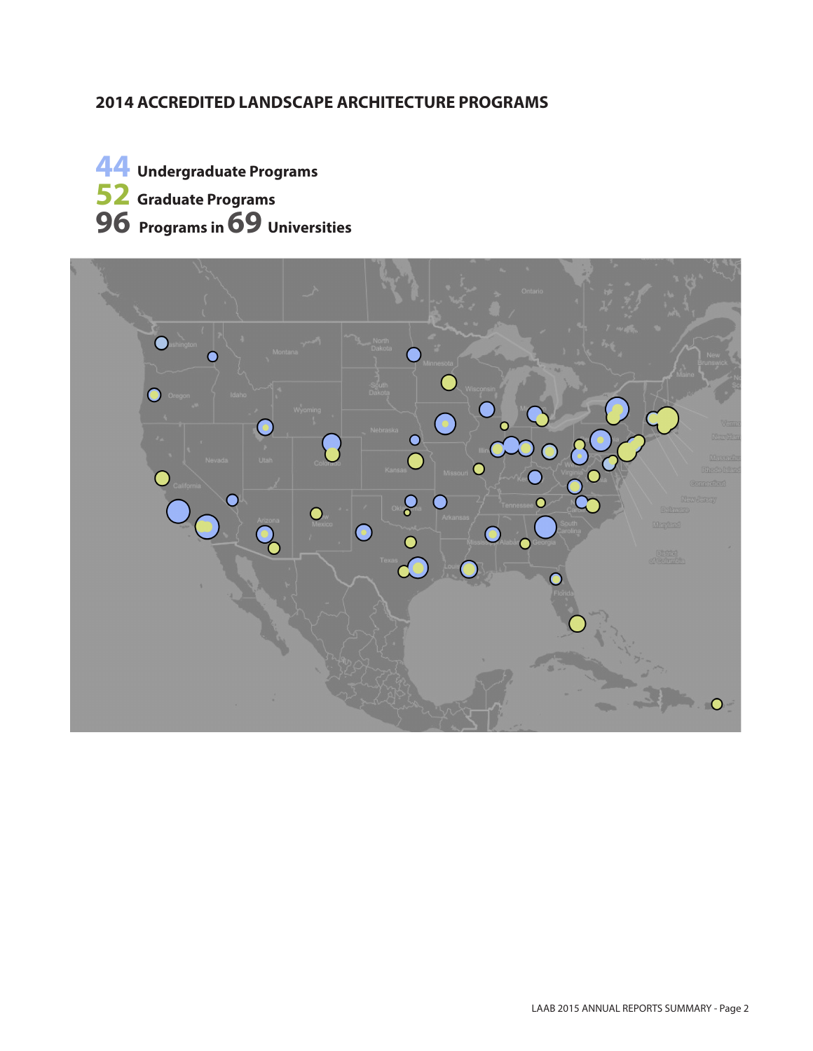## 2014 ACCREDITED LANDSCAPE ARCHITECTURE PROGRAMS

**44** **Undergraduate Programs**
**52** **Graduate Programs**
**96** **Programs in 69 Universities**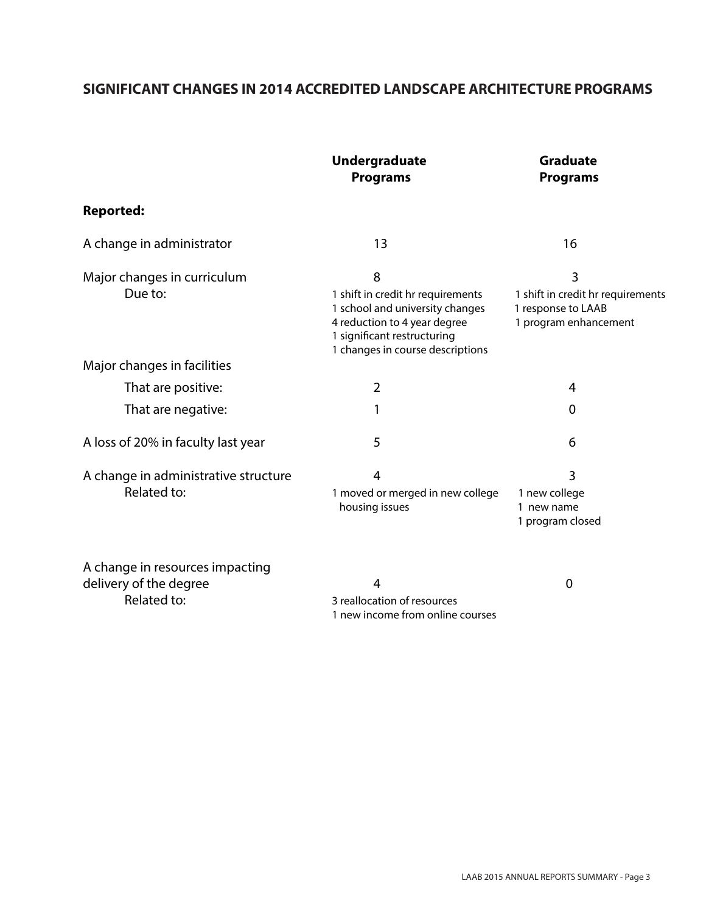## SIGNIFICANT CHANGES IN 2014 ACCREDITED LANDSCAPE ARCHITECTURE PROGRAMS

| | Undergraduate Programs | Graduate Programs |
|---|---|---|
| **Reported:** | | |
| A change in administrator | 13 | 16 |
| Major changes in curriculum | 8 | 3 |
| Due to: | 1 shift in credit hr requirements<br>1 school and university changes<br>4 reduction to 4 year degree<br>1 significant restructuring<br>1 changes in course descriptions | 1 shift in credit hr requirements<br>1 response to LAAB<br>1 program enhancement |
| Major changes in facilities | | |
| That are positive: | 2 | 4 |
| That are negative: | 1 | 0 |
| A loss of 20% in faculty last year | 5 | 6 |
| A change in administrative structure | 4 | 3 |
| Related to: | 1 moved or merged in new college<br>housing issues | 1 new college<br>1 new name<br>1 program closed |
| A change in resources impacting delivery of the degree | 4 | 0 |
| Related to: | 3 reallocation of resources<br>1 new income from online courses | |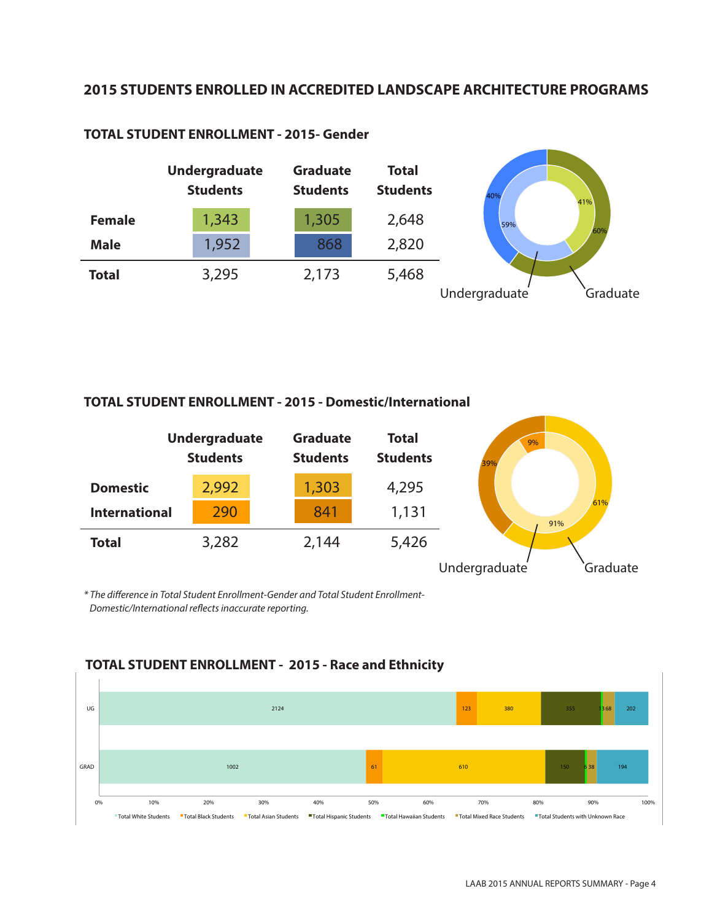## 2015 STUDENTS ENROLLED IN ACCREDITED LANDSCAPE ARCHITECTURE PROGRAMS

### TOTAL STUDENT ENROLLMENT - 2015- Gender

| | Undergraduate Students | Graduate Students | Total Students |
|---|---|---|---|
| **Female** | 1,343 | 1,305 | 2,648 |
| **Male** | 1,952 | 868 | 2,820 |
| **Total** | 3,295 | 2,173 | 5,468 |

40% 41% 59% 60%

Undergraduate Graduate

### TOTAL STUDENT ENROLLMENT - 2015 - Domestic/International

| | Undergraduate Students | Graduate Students | Total Students |
|---|---|---|---|
| **Domestic** | 2,992 | 1,303 | 4,295 |
| **International** | 290 | 841 | 1,131 |
| **Total** | 3,282 | 2,144 | 5,426 |

9% 39% 61% 91%

Undergraduate Graduate

*\* The difference in Total Student Enrollment-Gender and Total Student Enrollment-Domestic/International reflects inaccurate reporting.*

### TOTAL STUDENT ENROLLMENT - 2015 - Race and Ethnicity

| | Total White Students | Total Black Students | Total Asian Students | Total Hispanic Students | Total Hawaiian Students | Total Mixed Race Students | Total Students with Unknown Race |
|---|---|---|---|---|---|---|---|
| UG | 2124 | 123 | 380 | 355 | 13 | 68 | 202 |
| GRAD | 1002 | 61 | 610 | 150 | 6 | 38 | 194 |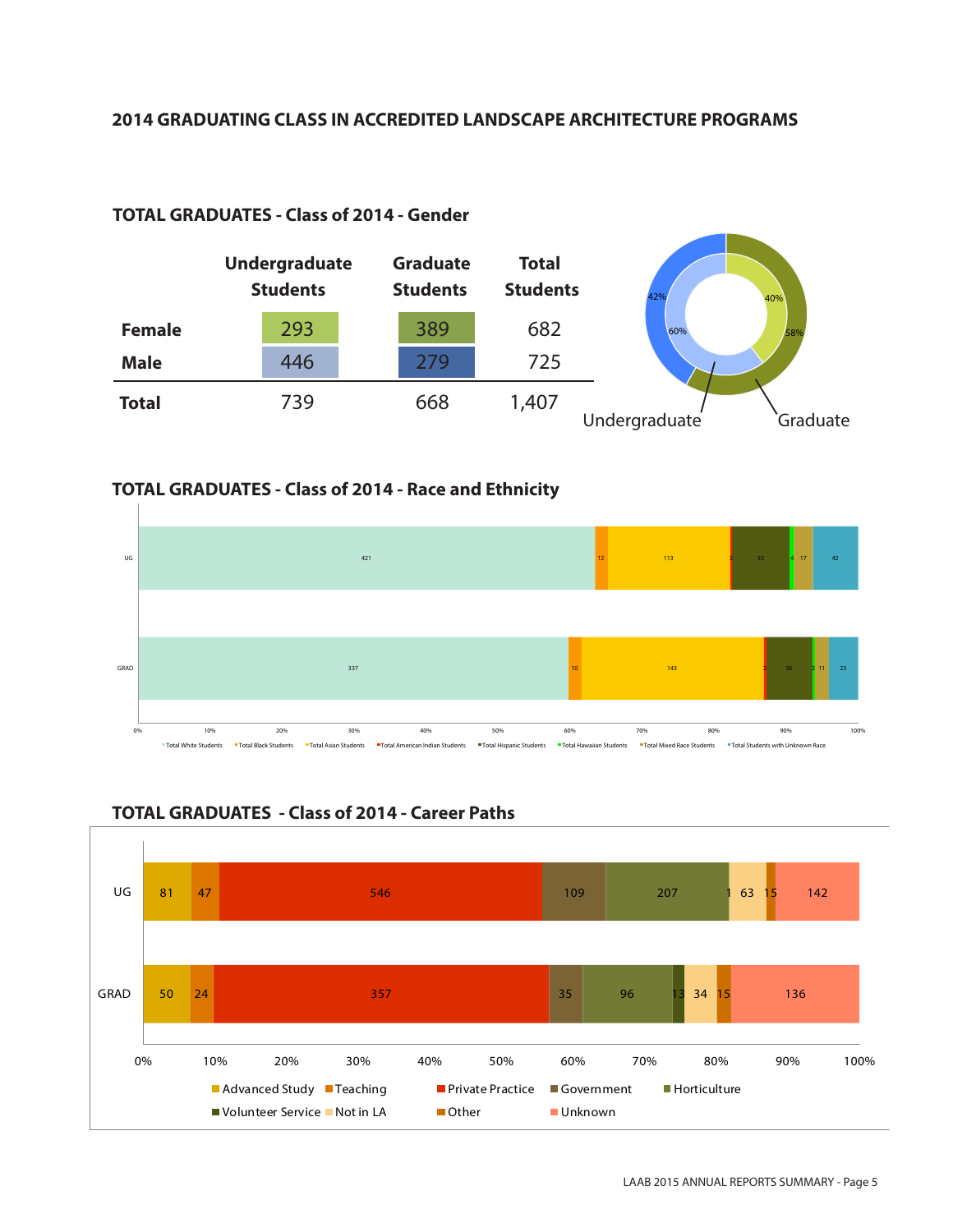## 2014 GRADUATING CLASS IN ACCREDITED LANDSCAPE ARCHITECTURE PROGRAMS

### TOTAL GRADUATES - Class of 2014 - Gender

| | Undergraduate Students | Graduate Students | Total Students |
|---|---|---|---|
| **Female** | 293 | 389 | 682 |
| **Male** | 446 | 279 | 725 |
| **Total** | 739 | 668 | 1,407 |

| | Female | Male |
|---|---|---|
| Undergraduate | 40% | 60% |
| Graduate | 58% | 42% |

### TOTAL GRADUATES - Class of 2014 - Race and Ethnicity

| | Total White Students | Total Black Students | Total Asian Students | Total American Indian Students | Total Hispanic Students | Total Hawaiian Students | Total Mixed Race Students | Total Students with Unknown Race |
|---|---|---|---|---|---|---|---|---|
| UG | 421 | 12 | 113 | 2 | 53 | 4 | 17 | 42 |
| GRAD | 337 | 10 | 143 | 2 | 36 | 2 | 11 | 23 |

### TOTAL GRADUATES - Class of 2014 - Career Paths

| | Advanced Study | Teaching | Private Practice | Government | Horticulture | Volunteer Service | Not in LA | Other | Unknown |
|---|---|---|---|---|---|---|---|---|---|
| UG | 81 | 47 | 546 | 109 | 207 | 1 | 63 | 15 | 142 |
| GRAD | 50 | 24 | 357 | 35 | 96 | 13 | 34 | 15 | 136 |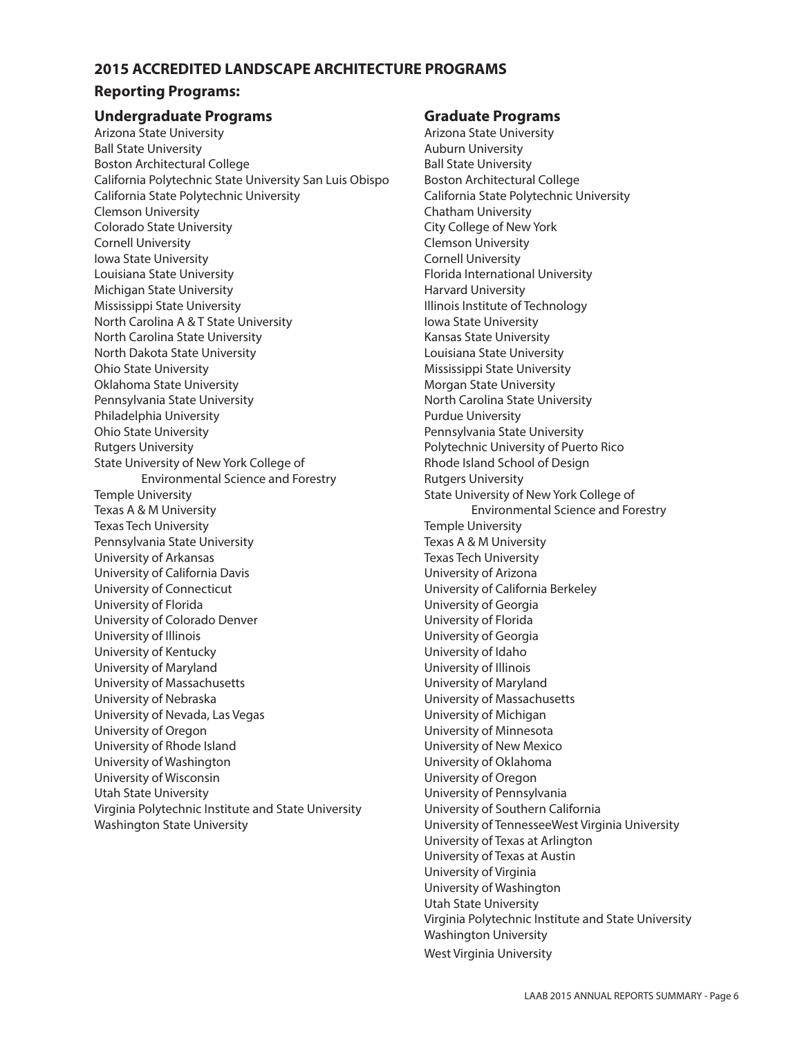## 2015 ACCREDITED LANDSCAPE ARCHITECTURE PROGRAMS

### Reporting Programs:

### Undergraduate Programs

Arizona State University
Ball State University
Boston Architectural College
California Polytechnic State University San Luis Obispo
California State Polytechnic University
Clemson University
Colorado State University
Cornell University
Iowa State University
Louisiana State University
Michigan State University
Mississippi State University
North Carolina A & T State University
North Carolina State University
North Dakota State University
Ohio State University
Oklahoma State University
Pennsylvania State University
Philadelphia University
Ohio State University
Rutgers University
State University of New York College of Environmental Science and Forestry
Temple University
Texas A & M University
Texas Tech University
Pennsylvania State University
University of Arkansas
University of California Davis
University of Connecticut
University of Florida
University of Colorado Denver
University of Illinois
University of Kentucky
University of Maryland
University of Massachusetts
University of Nebraska
University of Nevada, Las Vegas
University of Oregon
University of Rhode Island
University of Washington
University of Wisconsin
Utah State University
Virginia Polytechnic Institute and State University
Washington State University

### Graduate Programs

Arizona State University
Auburn University
Ball State University
Boston Architectural College
California State Polytechnic University
Chatham University
City College of New York
Clemson University
Cornell University
Florida International University
Harvard University
Illinois Institute of Technology
Iowa State University
Kansas State University
Louisiana State University
Mississippi State University
Morgan State University
North Carolina State University
Purdue University
Pennsylvania State University
Polytechnic University of Puerto Rico
Rhode Island School of Design
Rutgers University
State University of New York College of Environmental Science and Forestry
Temple University
Texas A & M University
Texas Tech University
University of Arizona
University of California Berkeley
University of Georgia
University of Florida
University of Georgia
University of Idaho
University of Illinois
University of Maryland
University of Massachusetts
University of Michigan
University of Minnesota
University of New Mexico
University of Oklahoma
University of Oregon
University of Pennsylvania
University of Southern California
University of TennesseeWest Virginia University
University of Texas at Arlington
University of Texas at Austin
University of Virginia
University of Washington
Utah State University
Virginia Polytechnic Institute and State University
Washington University
West Virginia University